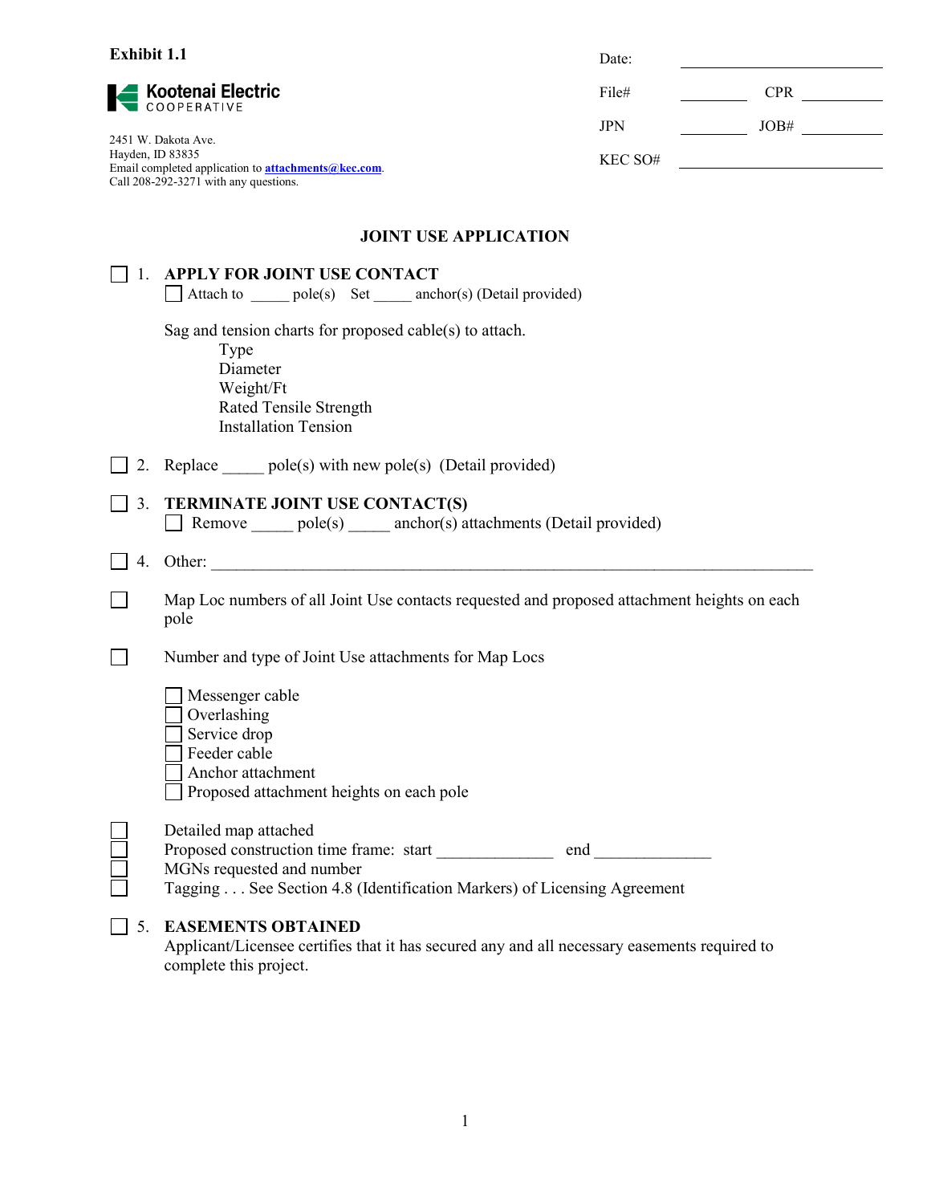**Exhibit 1.1**

Kootenai Electric COOPERATIVE

2451 W. Dakota Ave.
Hayden, ID 83835
Email completed application to **attachments@kec.com**.
Call 208-292-3271 with any questions.

Date: ____________________

File# __________ CPR __________

JPN __________ JOB# __________

KEC SO# ____________________

## JOINT USE APPLICATION

☐ 1. **APPLY FOR JOINT USE CONTACT**

☐ Attach to _____ pole(s) Set _____ anchor(s) (Detail provided)

Sag and tension charts for proposed cable(s) to attach.

- Type
- Diameter
- Weight/Ft
- Rated Tensile Strength
- Installation Tension

☐ 2. Replace _____ pole(s) with new pole(s) (Detail provided)

☐ 3. **TERMINATE JOINT USE CONTACT(S)**

☐ Remove _____ pole(s) _____ anchor(s) attachments (Detail provided)

☐ 4. Other: ______________________________________________________________________

☐ Map Loc numbers of all Joint Use contacts requested and proposed attachment heights on each pole

☐ Number and type of Joint Use attachments for Map Locs

- ☐ Messenger cable
- ☐ Overlashing
- ☐ Service drop
- ☐ Feeder cable
- ☐ Anchor attachment
- ☐ Proposed attachment heights on each pole

☐ Detailed map attached

☐ Proposed construction time frame: start ______________ end ______________

☐ MGNs requested and number

☐ Tagging . . . See Section 4.8 (Identification Markers) of Licensing Agreement

☐ 5. **EASEMENTS OBTAINED**

Applicant/Licensee certifies that it has secured any and all necessary easements required to complete this project.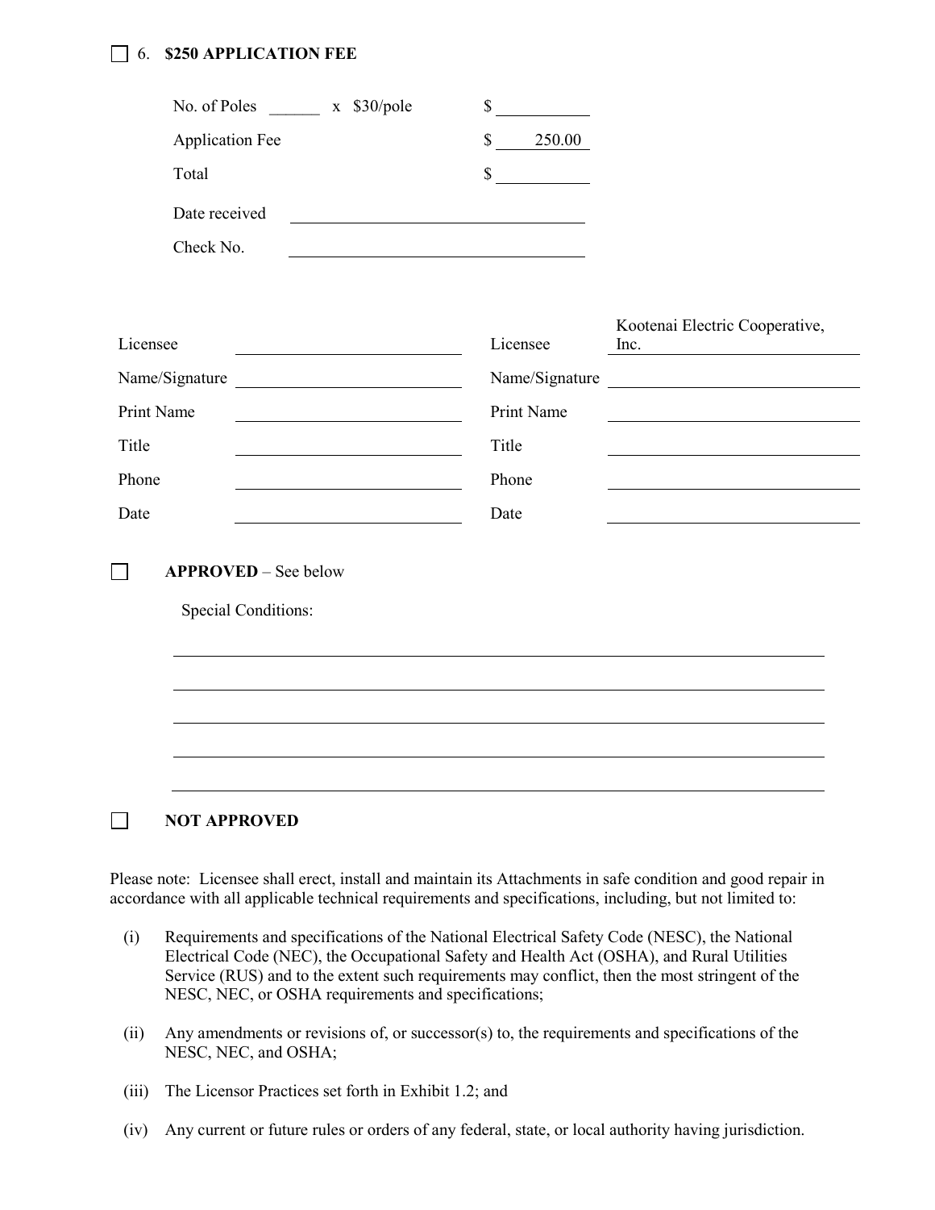☐ 6. **$250 APPLICATION FEE**

No. of Poles ______ x $30/pole $ __________

Application Fee $ 250.00

Total $ __________

Date received ____________________

Check No. ____________________

| | | | |
|---|---|---|---|
| Licensee | | Licensee | Kootenai Electric Cooperative, Inc. |
| Name/Signature | | Name/Signature | |
| Print Name | | Print Name | |
| Title | | Title | |
| Phone | | Phone | |
| Date | | Date | |

☐ **APPROVED** – See below

Special Conditions:

______________________________________________________________________

______________________________________________________________________

______________________________________________________________________

______________________________________________________________________

______________________________________________________________________

☐ **NOT APPROVED**

Please note: Licensee shall erect, install and maintain its Attachments in safe condition and good repair in accordance with all applicable technical requirements and specifications, including, but not limited to:

(i) Requirements and specifications of the National Electrical Safety Code (NESC), the National Electrical Code (NEC), the Occupational Safety and Health Act (OSHA), and Rural Utilities Service (RUS) and to the extent such requirements may conflict, then the most stringent of the NESC, NEC, or OSHA requirements and specifications;

(ii) Any amendments or revisions of, or successor(s) to, the requirements and specifications of the NESC, NEC, and OSHA;

(iii) The Licensor Practices set forth in Exhibit 1.2; and

(iv) Any current or future rules or orders of any federal, state, or local authority having jurisdiction.